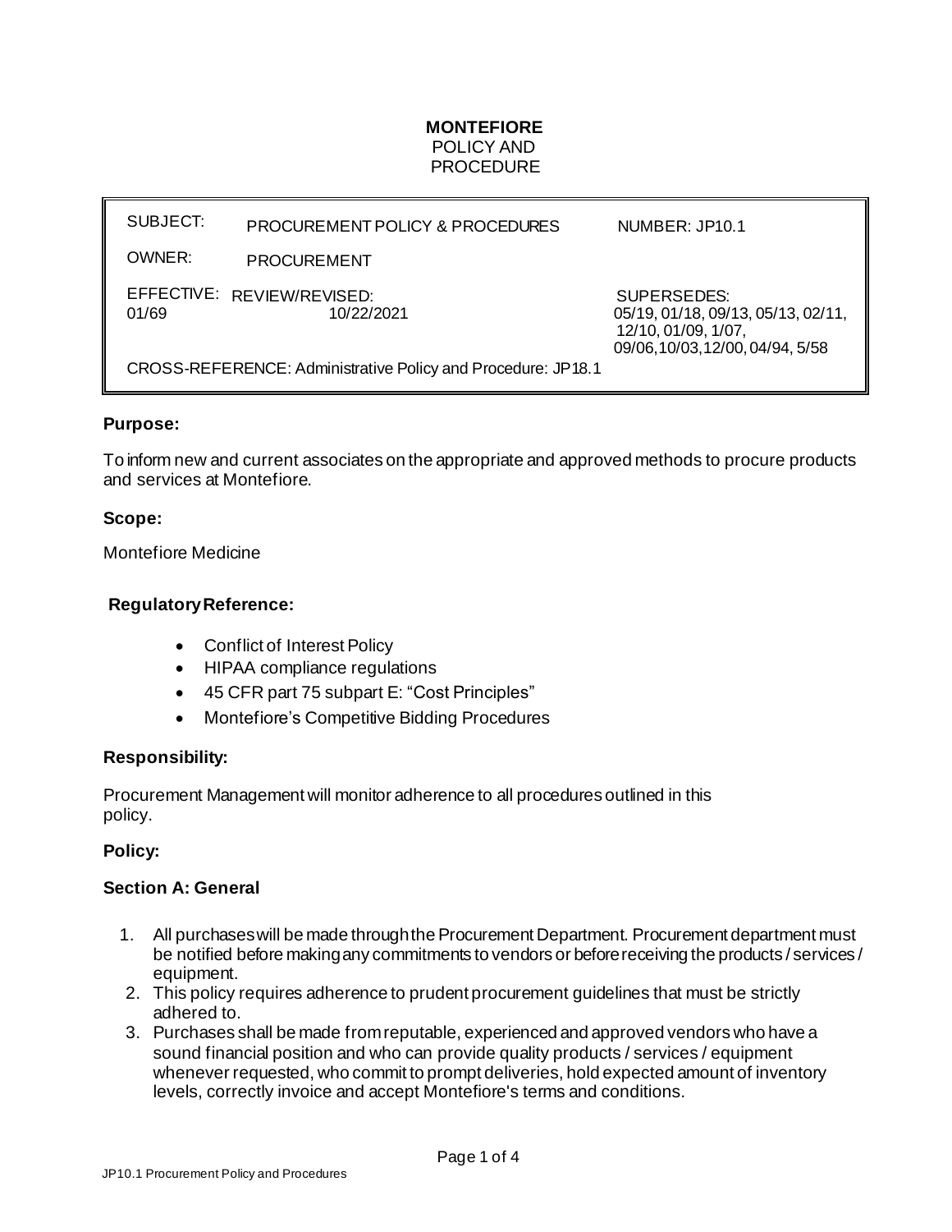**MONTEFIORE**
POLICY AND
PROCEDURE

| SUBJECT: | PROCUREMENT POLICY & PROCEDURES | NUMBER: JP10.1 |
|---|---|---|
| OWNER: | PROCUREMENT | |
| EFFECTIVE: 01/69 | REVIEW/REVISED: 10/22/2021 | SUPERSEDES: 05/19, 01/18, 09/13, 05/13, 02/11, 12/10, 01/09, 1/07, 09/06,10/03,12/00, 04/94, 5/58 |
| CROSS-REFERENCE: Administrative Policy and Procedure: JP18.1 | | |

## Purpose:

To inform new and current associates on the appropriate and approved methods to procure products and services at Montefiore.

## Scope:

Montefiore Medicine

## Regulatory Reference:

- Conflict of Interest Policy
- HIPAA compliance regulations
- 45 CFR part 75 subpart E: "Cost Principles"
- Montefiore's Competitive Bidding Procedures

## Responsibility:

Procurement Management will monitor adherence to all procedures outlined in this policy.

## Policy:

### Section A: General

1. All purchases will be made through the Procurement Department. Procurement department must be notified before making any commitments to vendors or before receiving the products / services / equipment.
2. This policy requires adherence to prudent procurement guidelines that must be strictly adhered to.
3. Purchases shall be made from reputable, experienced and approved vendors who have a sound financial position and who can provide quality products / services / equipment whenever requested, who commit to prompt deliveries, hold expected amount of inventory levels, correctly invoice and accept Montefiore's terms and conditions.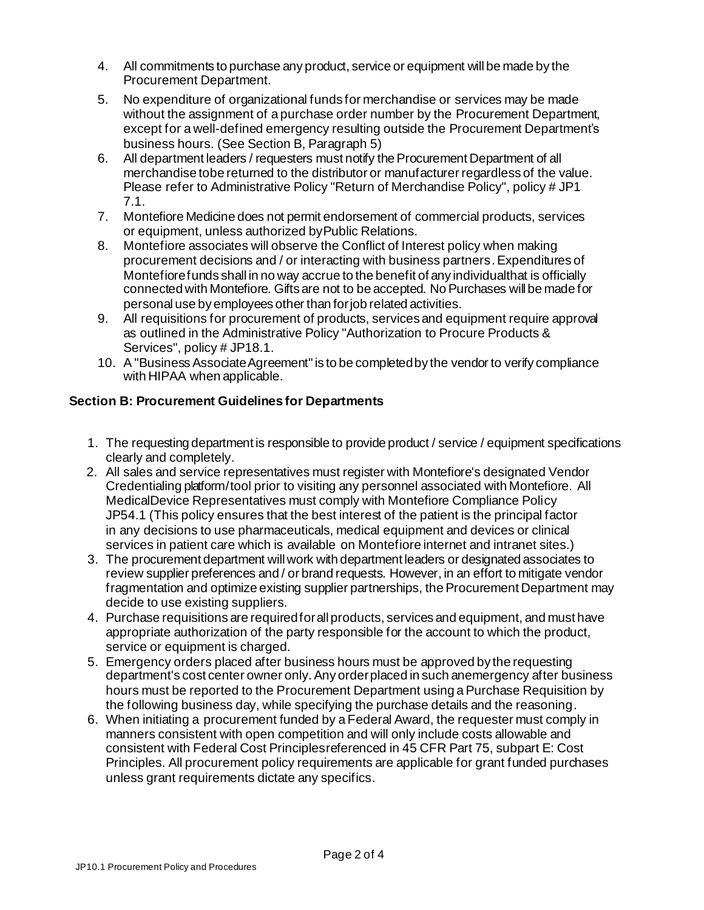4. All commitments to purchase any product, service or equipment will be made by the Procurement Department.
5. No expenditure of organizational funds for merchandise or services may be made without the assignment of a purchase order number by the Procurement Department, except for a well-defined emergency resulting outside the Procurement Department's business hours. (See Section B, Paragraph 5)
6. All department leaders / requesters must notify the Procurement Department of all merchandise tobe returned to the distributor or manufacturer regardless of the value. Please refer to Administrative Policy "Return of Merchandise Policy", policy # JP1 7.1.
7. Montefiore Medicine does not permit endorsement of commercial products, services or equipment, unless authorized byPublic Relations.
8. Montefiore associates will observe the Conflict of Interest policy when making procurement decisions and / or interacting with business partners. Expenditures of Montefiore funds shall in no way accrue to the benefit of any individualthat is officially connected with Montefiore. Gifts are not to be accepted. No Purchases will be made for personal use by employees other than for job related activities.
9. All requisitions for procurement of products, services and equipment require approval as outlined in the Administrative Policy "Authorization to Procure Products & Services", policy # JP18.1.
10. A "Business Associate Agreement" is to be completed by the vendor to verify compliance with HIPAA when applicable.

**Section B: Procurement Guidelines for Departments**

1. The requesting department is responsible to provide product / service / equipment specifications clearly and completely.
2. All sales and service representatives must register with Montefiore's designated Vendor Credentialing platform/tool prior to visiting any personnel associated with Montefiore. All MedicalDevice Representatives must comply with Montefiore Compliance Policy JP54.1 (This policy ensures that the best interest of the patient is the principal factor in any decisions to use pharmaceuticals, medical equipment and devices or clinical services in patient care which is available on Montefiore internet and intranet sites.)
3. The procurement department will work with department leaders or designated associates to review supplier preferences and / or brand requests. However, in an effort to mitigate vendor fragmentation and optimize existing supplier partnerships, the Procurement Department may decide to use existing suppliers.
4. Purchase requisitions are required for all products, services and equipment, and must have appropriate authorization of the party responsible for the account to which the product, service or equipment is charged.
5. Emergency orders placed after business hours must be approved by the requesting department's cost center owner only. Any order placed in such anemergency after business hours must be reported to the Procurement Department using a Purchase Requisition by the following business day, while specifying the purchase details and the reasoning.
6. When initiating a procurement funded by a Federal Award, the requester must comply in manners consistent with open competition and will only include costs allowable and consistent with Federal Cost Principlesreferenced in 45 CFR Part 75, subpart E: Cost Principles. All procurement policy requirements are applicable for grant funded purchases unless grant requirements dictate any specifics.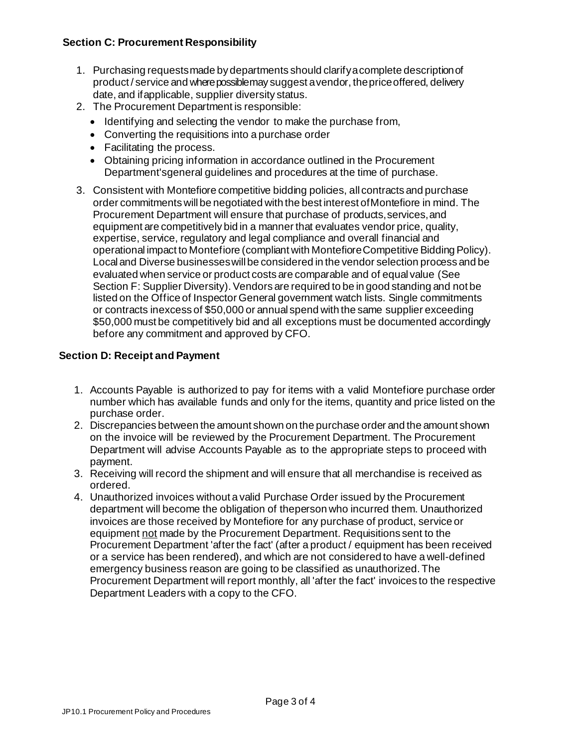### Section C: Procurement Responsibility

1. Purchasing requests made by departments should clarify a complete description of product / service and where possible may suggest a vendor, the price offered, delivery date, and if applicable, supplier diversity status.
2. The Procurement Department is responsible:
   - Identifying and selecting the vendor to make the purchase from,
   - Converting the requisitions into a purchase order
   - Facilitating the process.
   - Obtaining pricing information in accordance outlined in the Procurement Department'sgeneral guidelines and procedures at the time of purchase.
3. Consistent with Montefiore competitive bidding policies, all contracts and purchase order commitments will be negotiated with the best interest of Montefiore in mind. The Procurement Department will ensure that purchase of products, services, and equipment are competitively bid in a manner that evaluates vendor price, quality, expertise, service, regulatory and legal compliance and overall financial and operational impact to Montefiore (compliant with Montefiore Competitive Bidding Policy). Local and Diverse businesses will be considered in the vendor selection process and be evaluated when service or product costs are comparable and of equal value (See Section F: Supplier Diversity). Vendors are required to be in good standing and not be listed on the Office of Inspector General government watch lists. Single commitments or contracts inexcess of $50,000 or annual spend with the same supplier exceeding $50,000 must be competitively bid and all exceptions must be documented accordingly before any commitment and approved by CFO.

### Section D: Receipt and Payment

1. Accounts Payable is authorized to pay for items with a valid Montefiore purchase order number which has available funds and only for the items, quantity and price listed on the purchase order.
2. Discrepancies between the amount shown on the purchase order and the amount shown on the invoice will be reviewed by the Procurement Department. The Procurement Department will advise Accounts Payable as to the appropriate steps to proceed with payment.
3. Receiving will record the shipment and will ensure that all merchandise is received as ordered.
4. Unauthorized invoices without a valid Purchase Order issued by the Procurement department will become the obligation of theperson who incurred them. Unauthorized invoices are those received by Montefiore for any purchase of product, service or equipment <u>not</u> made by the Procurement Department. Requisitions sent to the Procurement Department 'after the fact' (after a product / equipment has been received or a service has been rendered), and which are not considered to have a well-defined emergency business reason are going to be classified as unauthorized. The Procurement Department will report monthly, all 'after the fact' invoices to the respective Department Leaders with a copy to the CFO.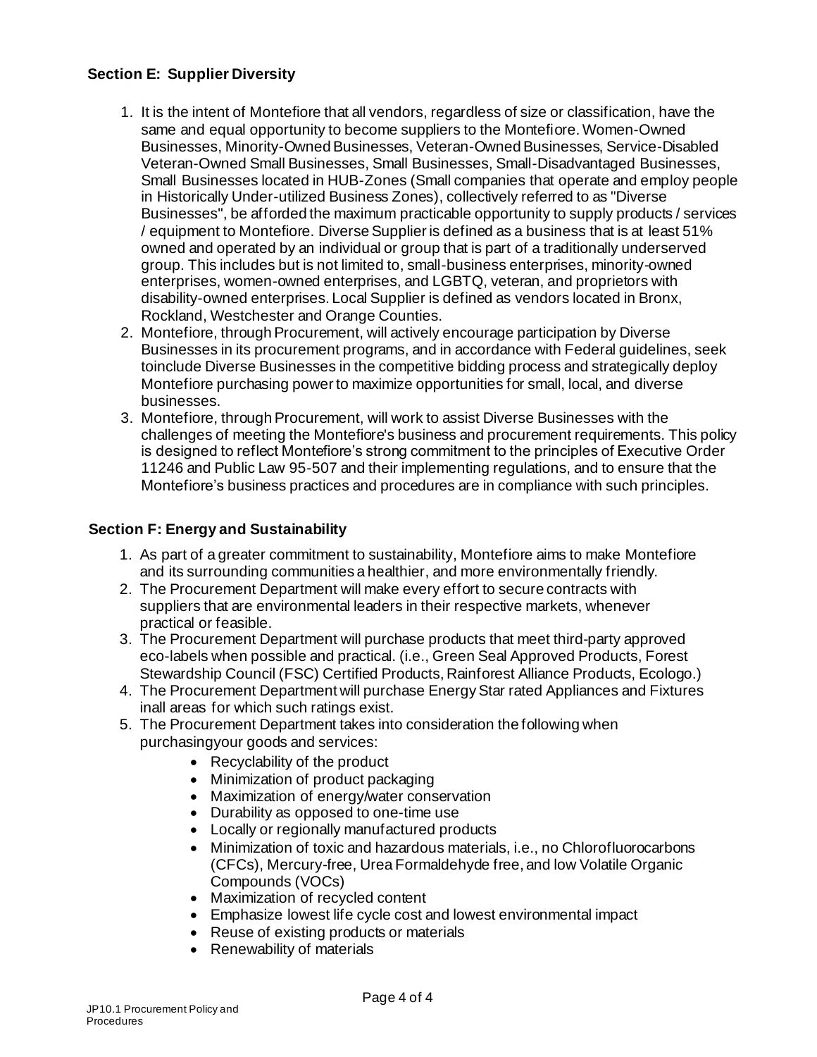## Section E: Supplier Diversity

1. It is the intent of Montefiore that all vendors, regardless of size or classification, have the same and equal opportunity to become suppliers to the Montefiore. Women-Owned Businesses, Minority-Owned Businesses, Veteran-Owned Businesses, Service-Disabled Veteran-Owned Small Businesses, Small Businesses, Small-Disadvantaged Businesses, Small Businesses located in HUB-Zones (Small companies that operate and employ people in Historically Under-utilized Business Zones), collectively referred to as "Diverse Businesses", be afforded the maximum practicable opportunity to supply products / services / equipment to Montefiore. Diverse Supplier is defined as a business that is at least 51% owned and operated by an individual or group that is part of a traditionally underserved group. This includes but is not limited to, small-business enterprises, minority-owned enterprises, women-owned enterprises, and LGBTQ, veteran, and proprietors with disability-owned enterprises. Local Supplier is defined as vendors located in Bronx, Rockland, Westchester and Orange Counties.
2. Montefiore, through Procurement, will actively encourage participation by Diverse Businesses in its procurement programs, and in accordance with Federal guidelines, seek toinclude Diverse Businesses in the competitive bidding process and strategically deploy Montefiore purchasing power to maximize opportunities for small, local, and diverse businesses.
3. Montefiore, through Procurement, will work to assist Diverse Businesses with the challenges of meeting the Montefiore's business and procurement requirements. This policy is designed to reflect Montefiore's strong commitment to the principles of Executive Order 11246 and Public Law 95-507 and their implementing regulations, and to ensure that the Montefiore's business practices and procedures are in compliance with such principles.

## Section F: Energy and Sustainability

1. As part of a greater commitment to sustainability, Montefiore aims to make Montefiore and its surrounding communities a healthier, and more environmentally friendly.
2. The Procurement Department will make every effort to secure contracts with suppliers that are environmental leaders in their respective markets, whenever practical or feasible.
3. The Procurement Department will purchase products that meet third-party approved eco-labels when possible and practical. (i.e., Green Seal Approved Products, Forest Stewardship Council (FSC) Certified Products, Rainforest Alliance Products, Ecologo.)
4. The Procurement Department will purchase Energy Star rated Appliances and Fixtures inall areas for which such ratings exist.
5. The Procurement Department takes into consideration the following when purchasingyour goods and services:
   - Recyclability of the product
   - Minimization of product packaging
   - Maximization of energy/water conservation
   - Durability as opposed to one-time use
   - Locally or regionally manufactured products
   - Minimization of toxic and hazardous materials, i.e., no Chlorofluorocarbons (CFCs), Mercury-free, Urea Formaldehyde free, and low Volatile Organic Compounds (VOCs)
   - Maximization of recycled content
   - Emphasize lowest life cycle cost and lowest environmental impact
   - Reuse of existing products or materials
   - Renewability of materials